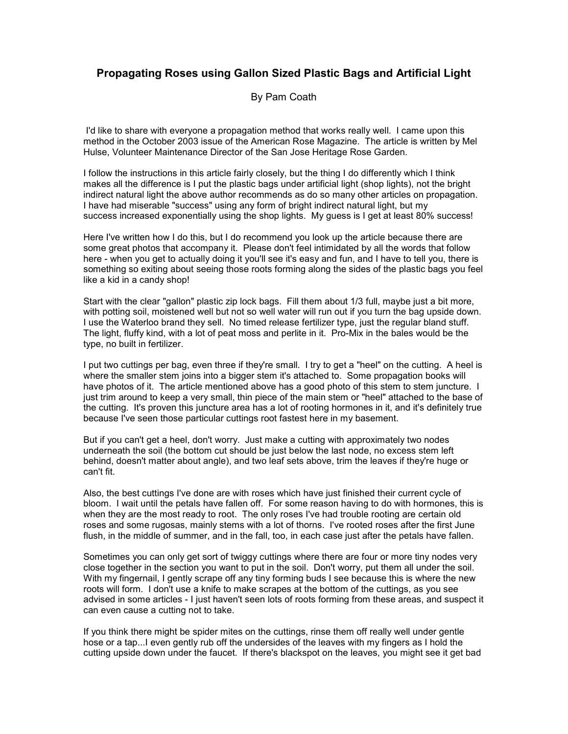# Propagating Roses using Gallon Sized Plastic Bags and Artificial Light

By Pam Coath

I'd like to share with everyone a propagation method that works really well. I came upon this method in the October 2003 issue of the American Rose Magazine. The article is written by Mel Hulse, Volunteer Maintenance Director of the San Jose Heritage Rose Garden.

I follow the instructions in this article fairly closely, but the thing I do differently which I think makes all the difference is I put the plastic bags under artificial light (shop lights), not the bright indirect natural light the above author recommends as do so many other articles on propagation. I have had miserable "success" using any form of bright indirect natural light, but my success increased exponentially using the shop lights. My guess is I get at least 80% success!

Here I've written how I do this, but I do recommend you look up the article because there are some great photos that accompany it. Please don't feel intimidated by all the words that follow here - when you get to actually doing it you'll see it's easy and fun, and I have to tell you, there is something so exiting about seeing those roots forming along the sides of the plastic bags you feel like a kid in a candy shop!

Start with the clear "gallon" plastic zip lock bags. Fill them about 1/3 full, maybe just a bit more, with potting soil, moistened well but not so well water will run out if you turn the bag upside down. I use the Waterloo brand they sell. No timed release fertilizer type, just the regular bland stuff. The light, fluffy kind, with a lot of peat moss and perlite in it. Pro-Mix in the bales would be the type, no built in fertilizer.

I put two cuttings per bag, even three if they're small. I try to get a "heel" on the cutting. A heel is where the smaller stem joins into a bigger stem it's attached to. Some propagation books will have photos of it. The article mentioned above has a good photo of this stem to stem juncture. I just trim around to keep a very small, thin piece of the main stem or "heel" attached to the base of the cutting. It's proven this juncture area has a lot of rooting hormones in it, and it's definitely true because I've seen those particular cuttings root fastest here in my basement.

But if you can't get a heel, don't worry. Just make a cutting with approximately two nodes underneath the soil (the bottom cut should be just below the last node, no excess stem left behind, doesn't matter about angle), and two leaf sets above, trim the leaves if they're huge or can't fit.

Also, the best cuttings I've done are with roses which have just finished their current cycle of bloom. I wait until the petals have fallen off. For some reason having to do with hormones, this is when they are the most ready to root. The only roses I've had trouble rooting are certain old roses and some rugosas, mainly stems with a lot of thorns. I've rooted roses after the first June flush, in the middle of summer, and in the fall, too, in each case just after the petals have fallen.

Sometimes you can only get sort of twiggy cuttings where there are four or more tiny nodes very close together in the section you want to put in the soil. Don't worry, put them all under the soil. With my fingernail, I gently scrape off any tiny forming buds I see because this is where the new roots will form. I don't use a knife to make scrapes at the bottom of the cuttings, as you see advised in some articles - I just haven't seen lots of roots forming from these areas, and suspect it can even cause a cutting not to take.

If you think there might be spider mites on the cuttings, rinse them off really well under gentle hose or a tap...I even gently rub off the undersides of the leaves with my fingers as I hold the cutting upside down under the faucet. If there's blackspot on the leaves, you might see it get bad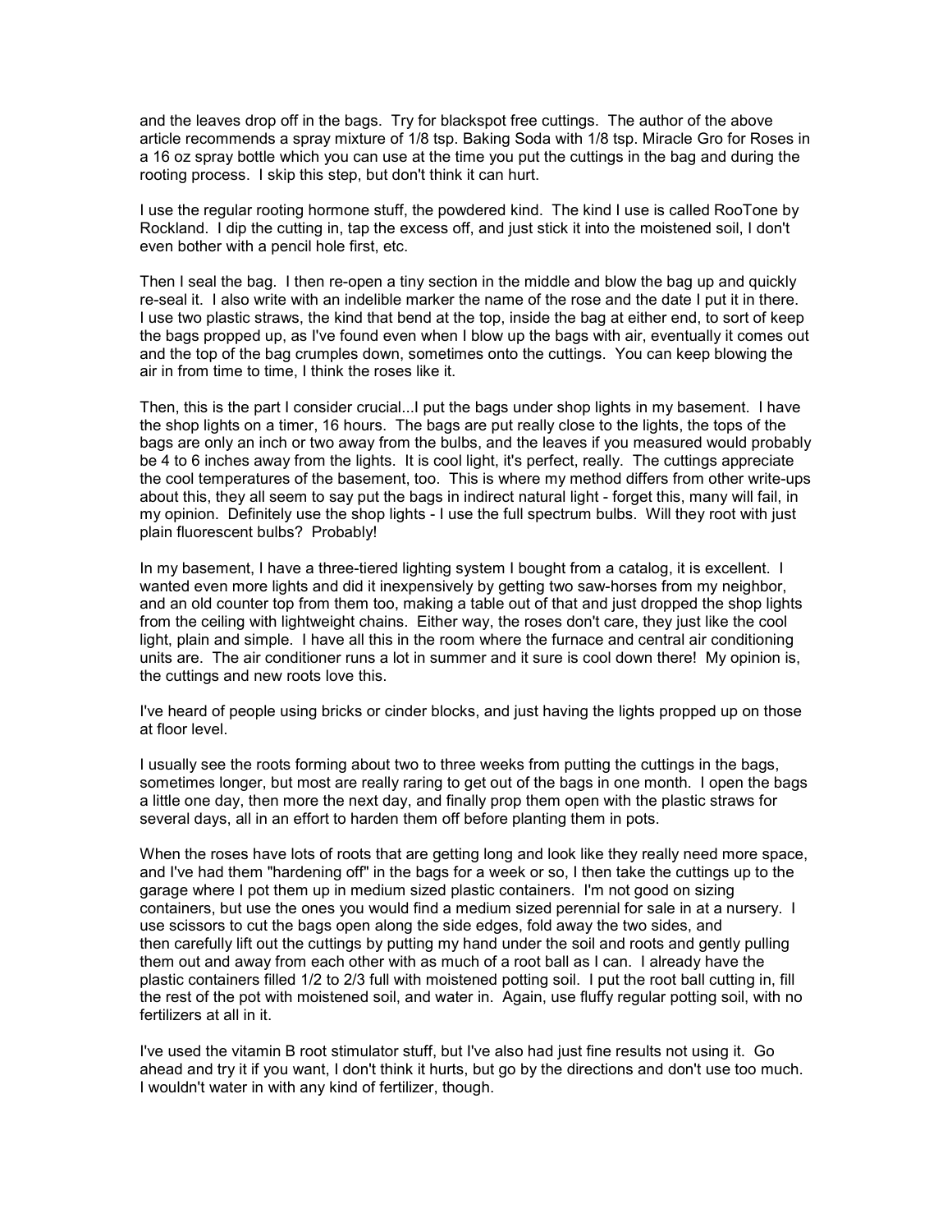and the leaves drop off in the bags. Try for blackspot free cuttings. The author of the above article recommends a spray mixture of 1/8 tsp. Baking Soda with 1/8 tsp. Miracle Gro for Roses in a 16 oz spray bottle which you can use at the time you put the cuttings in the bag and during the rooting process. I skip this step, but don't think it can hurt.

I use the regular rooting hormone stuff, the powdered kind. The kind I use is called RooTone by Rockland. I dip the cutting in, tap the excess off, and just stick it into the moistened soil, I don't even bother with a pencil hole first, etc.

Then I seal the bag. I then re-open a tiny section in the middle and blow the bag up and quickly re-seal it. I also write with an indelible marker the name of the rose and the date I put it in there. I use two plastic straws, the kind that bend at the top, inside the bag at either end, to sort of keep the bags propped up, as I've found even when I blow up the bags with air, eventually it comes out and the top of the bag crumples down, sometimes onto the cuttings. You can keep blowing the air in from time to time, I think the roses like it.

Then, this is the part I consider crucial...I put the bags under shop lights in my basement. I have the shop lights on a timer, 16 hours. The bags are put really close to the lights, the tops of the bags are only an inch or two away from the bulbs, and the leaves if you measured would probably be 4 to 6 inches away from the lights. It is cool light, it's perfect, really. The cuttings appreciate the cool temperatures of the basement, too. This is where my method differs from other write-ups about this, they all seem to say put the bags in indirect natural light - forget this, many will fail, in my opinion. Definitely use the shop lights - I use the full spectrum bulbs. Will they root with just plain fluorescent bulbs? Probably!

In my basement, I have a three-tiered lighting system I bought from a catalog, it is excellent. I wanted even more lights and did it inexpensively by getting two saw-horses from my neighbor, and an old counter top from them too, making a table out of that and just dropped the shop lights from the ceiling with lightweight chains. Either way, the roses don't care, they just like the cool light, plain and simple. I have all this in the room where the furnace and central air conditioning units are. The air conditioner runs a lot in summer and it sure is cool down there! My opinion is, the cuttings and new roots love this.

I've heard of people using bricks or cinder blocks, and just having the lights propped up on those at floor level.

I usually see the roots forming about two to three weeks from putting the cuttings in the bags, sometimes longer, but most are really raring to get out of the bags in one month. I open the bags a little one day, then more the next day, and finally prop them open with the plastic straws for several days, all in an effort to harden them off before planting them in pots.

When the roses have lots of roots that are getting long and look like they really need more space, and I've had them "hardening off" in the bags for a week or so, I then take the cuttings up to the garage where I pot them up in medium sized plastic containers. I'm not good on sizing containers, but use the ones you would find a medium sized perennial for sale in at a nursery. I use scissors to cut the bags open along the side edges, fold away the two sides, and then carefully lift out the cuttings by putting my hand under the soil and roots and gently pulling them out and away from each other with as much of a root ball as I can. I already have the plastic containers filled 1/2 to 2/3 full with moistened potting soil. I put the root ball cutting in, fill the rest of the pot with moistened soil, and water in. Again, use fluffy regular potting soil, with no fertilizers at all in it.

I've used the vitamin B root stimulator stuff, but I've also had just fine results not using it. Go ahead and try it if you want, I don't think it hurts, but go by the directions and don't use too much. I wouldn't water in with any kind of fertilizer, though.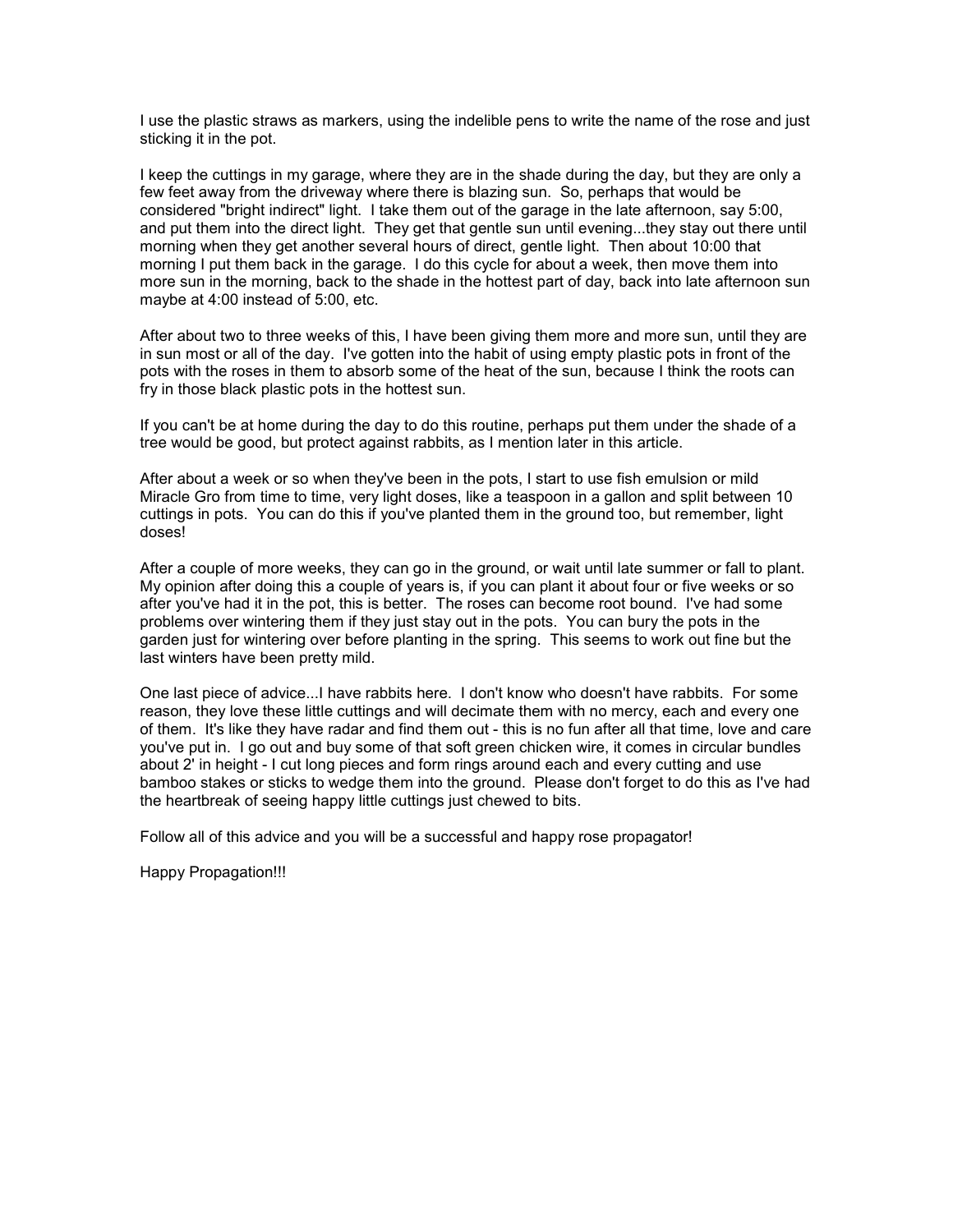I use the plastic straws as markers, using the indelible pens to write the name of the rose and just sticking it in the pot.

I keep the cuttings in my garage, where they are in the shade during the day, but they are only a few feet away from the driveway where there is blazing sun. So, perhaps that would be considered "bright indirect" light. I take them out of the garage in the late afternoon, say 5:00, and put them into the direct light. They get that gentle sun until evening...they stay out there until morning when they get another several hours of direct, gentle light. Then about 10:00 that morning I put them back in the garage. I do this cycle for about a week, then move them into more sun in the morning, back to the shade in the hottest part of day, back into late afternoon sun maybe at 4:00 instead of 5:00, etc.

After about two to three weeks of this, I have been giving them more and more sun, until they are in sun most or all of the day. I've gotten into the habit of using empty plastic pots in front of the pots with the roses in them to absorb some of the heat of the sun, because I think the roots can fry in those black plastic pots in the hottest sun.

If you can't be at home during the day to do this routine, perhaps put them under the shade of a tree would be good, but protect against rabbits, as I mention later in this article.

After about a week or so when they've been in the pots, I start to use fish emulsion or mild Miracle Gro from time to time, very light doses, like a teaspoon in a gallon and split between 10 cuttings in pots. You can do this if you've planted them in the ground too, but remember, light doses!

After a couple of more weeks, they can go in the ground, or wait until late summer or fall to plant. My opinion after doing this a couple of years is, if you can plant it about four or five weeks or so after you've had it in the pot, this is better. The roses can become root bound. I've had some problems over wintering them if they just stay out in the pots. You can bury the pots in the garden just for wintering over before planting in the spring. This seems to work out fine but the last winters have been pretty mild.

One last piece of advice...I have rabbits here. I don't know who doesn't have rabbits. For some reason, they love these little cuttings and will decimate them with no mercy, each and every one of them. It's like they have radar and find them out - this is no fun after all that time, love and care you've put in. I go out and buy some of that soft green chicken wire, it comes in circular bundles about 2' in height - I cut long pieces and form rings around each and every cutting and use bamboo stakes or sticks to wedge them into the ground. Please don't forget to do this as I've had the heartbreak of seeing happy little cuttings just chewed to bits.

Follow all of this advice and you will be a successful and happy rose propagator!

Happy Propagation!!!